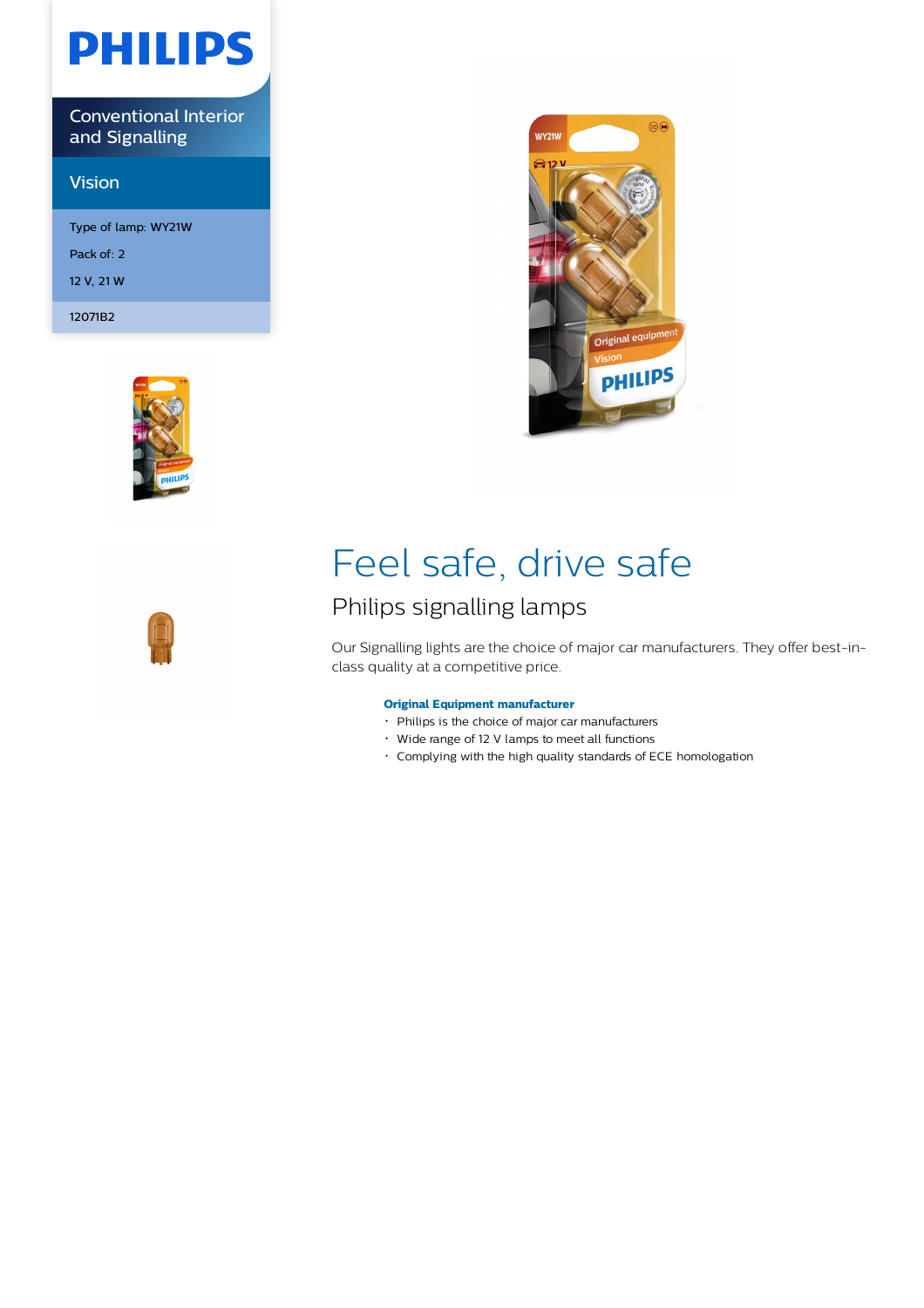PHILIPS

Conventional Interior and Signalling

## Vision

Type of lamp: WY21W

Pack of: 2

12 V, 21 W

12071B2

# Feel safe, drive safe

## Philips signalling lamps

Our Signalling lights are the choice of major car manufacturers. They offer best-in-class quality at a competitive price.

**Original Equipment manufacturer**

- Philips is the choice of major car manufacturers
- Wide range of 12 V lamps to meet all functions
- Complying with the high quality standards of ECE homologation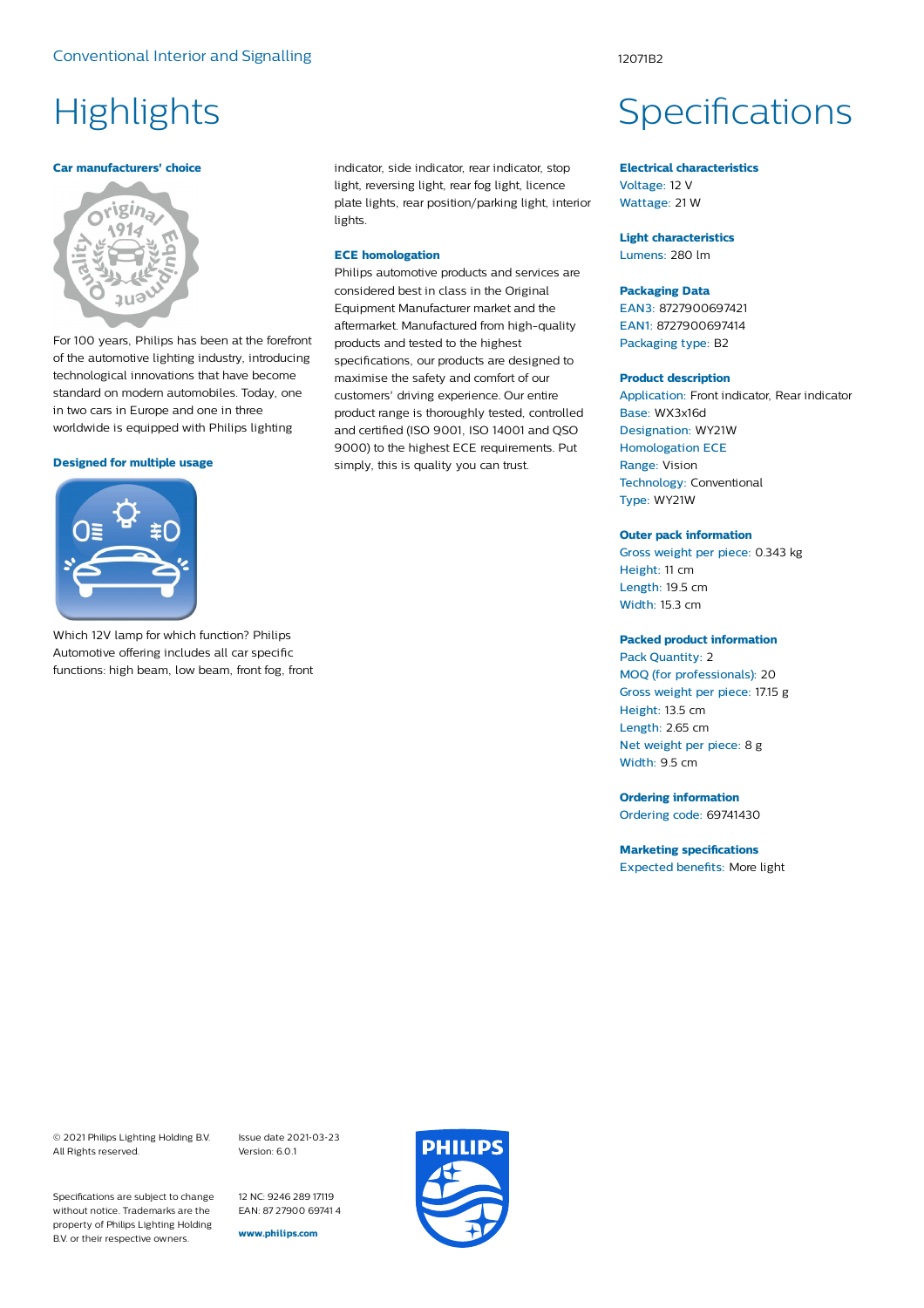Conventional Interior and Signalling

12071B2

# Highlights

### Car manufacturers' choice

For 100 years, Philips has been at the forefront of the automotive lighting industry, introducing technological innovations that have become standard on modern automobiles. Today, one in two cars in Europe and one in three worldwide is equipped with Philips lighting

### Designed for multiple usage

Which 12V lamp for which function? Philips Automotive offering includes all car specific functions: high beam, low beam, front fog, front indicator, side indicator, rear indicator, stop light, reversing light, rear fog light, licence plate lights, rear position/parking light, interior lights.

### ECE homologation

Philips automotive products and services are considered best in class in the Original Equipment Manufacturer market and the aftermarket. Manufactured from high-quality products and tested to the highest specifications, our products are designed to maximise the safety and comfort of our customers' driving experience. Our entire product range is thoroughly tested, controlled and certified (ISO 9001, ISO 14001 and QSO 9000) to the highest ECE requirements. Put simply, this is quality you can trust.

# Specifications

### Electrical characteristics

- Voltage: 12 V
- Wattage: 21 W

### Light characteristics

- Lumens: 280 lm

### Packaging Data

- EAN3: 8727900697421
- EAN1: 8727900697414
- Packaging type: B2

### Product description

- Application: Front indicator, Rear indicator
- Base: WX3x16d
- Designation: WY21W
- Homologation ECE
- Range: Vision
- Technology: Conventional
- Type: WY21W

### Outer pack information

- Gross weight per piece: 0.343 kg
- Height: 11 cm
- Length: 19.5 cm
- Width: 15.3 cm

### Packed product information

- Pack Quantity: 2
- MOQ (for professionals): 20
- Gross weight per piece: 17.15 g
- Height: 13.5 cm
- Length: 2.65 cm
- Net weight per piece: 8 g
- Width: 9.5 cm

### Ordering information

- Ordering code: 69741430

### Marketing specifications

- Expected benefits: More light

© 2021 Philips Lighting Holding B.V.
All Rights reserved.

Specifications are subject to change without notice. Trademarks are the property of Philips Lighting Holding B.V. or their respective owners.

Issue date 2021-03-23
Version: 6.0.1

12 NC: 9246 289 17119
EAN: 87 27900 69741 4

**www.philips.com**